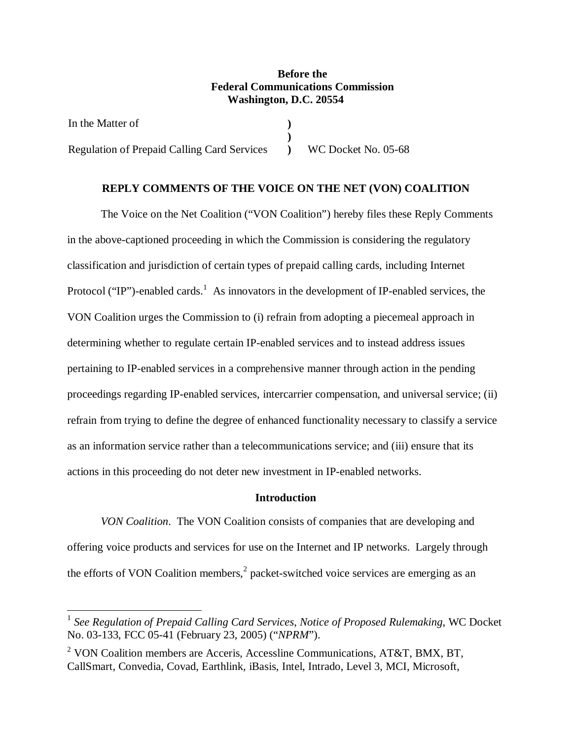**Before the**
**Federal Communications Commission**
**Washington, D.C. 20554**

| | | |
|---|---|---|
| In the Matter of | **)** | |
| | **)** | |
| Regulation of Prepaid Calling Card Services | **)** | WC Docket No. 05-68 |

## REPLY COMMENTS OF THE VOICE ON THE NET (VON) COALITION

The Voice on the Net Coalition ("VON Coalition") hereby files these Reply Comments in the above-captioned proceeding in which the Commission is considering the regulatory classification and jurisdiction of certain types of prepaid calling cards, including Internet Protocol ("IP")-enabled cards.[1] As innovators in the development of IP-enabled services, the VON Coalition urges the Commission to (i) refrain from adopting a piecemeal approach in determining whether to regulate certain IP-enabled services and to instead address issues pertaining to IP-enabled services in a comprehensive manner through action in the pending proceedings regarding IP-enabled services, intercarrier compensation, and universal service; (ii) refrain from trying to define the degree of enhanced functionality necessary to classify a service as an information service rather than a telecommunications service; and (iii) ensure that its actions in this proceeding do not deter new investment in IP-enabled networks.

### Introduction

*VON Coalition*. The VON Coalition consists of companies that are developing and offering voice products and services for use on the Internet and IP networks. Largely through the efforts of VON Coalition members,[2] packet-switched voice services are emerging as an

---

[1] *See Regulation of Prepaid Calling Card Services*, *Notice of Proposed Rulemaking*, WC Docket No. 03-133, FCC 05-41 (February 23, 2005) ("*NPRM*").

[2] VON Coalition members are Acceris, Accessline Communications, AT&T, BMX, BT, CallSmart, Convedia, Covad, Earthlink, iBasis, Intel, Intrado, Level 3, MCI, Microsoft,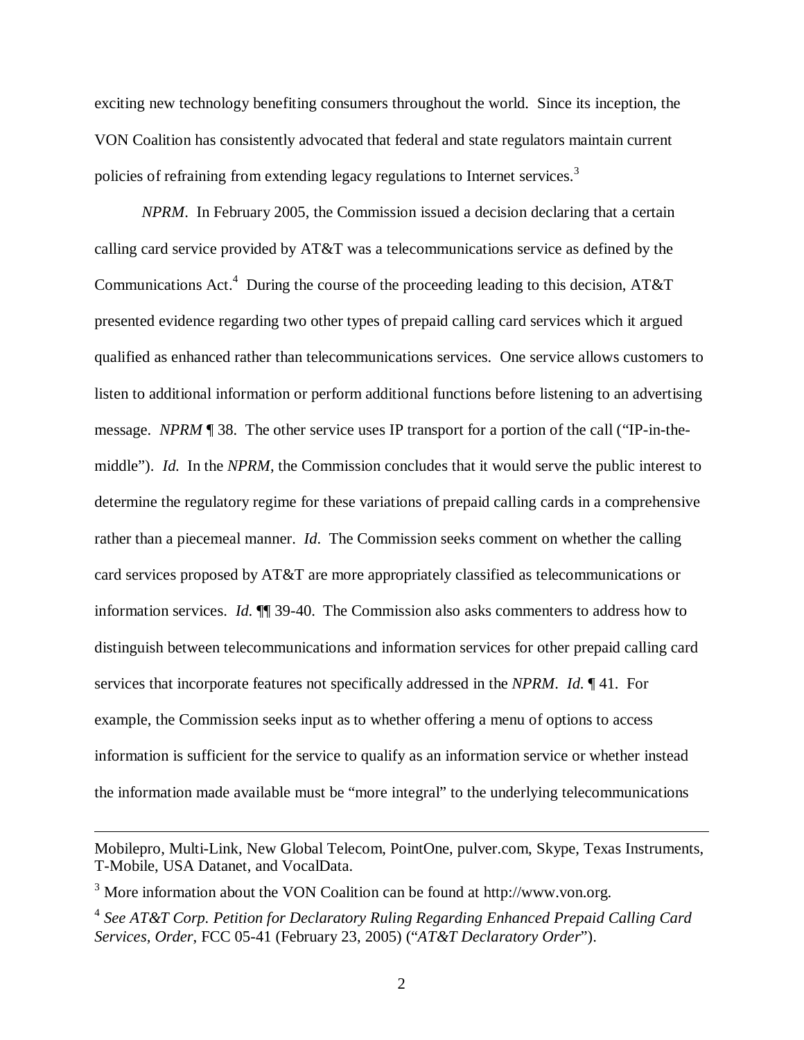exciting new technology benefiting consumers throughout the world. Since its inception, the VON Coalition has consistently advocated that federal and state regulators maintain current policies of refraining from extending legacy regulations to Internet services.[3]

*NPRM*. In February 2005, the Commission issued a decision declaring that a certain calling card service provided by AT&T was a telecommunications service as defined by the Communications Act.[4] During the course of the proceeding leading to this decision, AT&T presented evidence regarding two other types of prepaid calling card services which it argued qualified as enhanced rather than telecommunications services. One service allows customers to listen to additional information or perform additional functions before listening to an advertising message. *NPRM* ¶ 38. The other service uses IP transport for a portion of the call ("IP-in-the-middle"). *Id.* In the *NPRM*, the Commission concludes that it would serve the public interest to determine the regulatory regime for these variations of prepaid calling cards in a comprehensive rather than a piecemeal manner. *Id*. The Commission seeks comment on whether the calling card services proposed by AT&T are more appropriately classified as telecommunications or information services. *Id.* ¶¶ 39-40. The Commission also asks commenters to address how to distinguish between telecommunications and information services for other prepaid calling card services that incorporate features not specifically addressed in the *NPRM*. *Id.* ¶ 41. For example, the Commission seeks input as to whether offering a menu of options to access information is sufficient for the service to qualify as an information service or whether instead the information made available must be "more integral" to the underlying telecommunications

---

Mobilepro, Multi-Link, New Global Telecom, PointOne, pulver.com, Skype, Texas Instruments, T-Mobile, USA Datanet, and VocalData.

[3] More information about the VON Coalition can be found at http://www.von.org.

[4] *See AT&T Corp. Petition for Declaratory Ruling Regarding Enhanced Prepaid Calling Card Services, Order*, FCC 05-41 (February 23, 2005) ("*AT&T Declaratory Order*").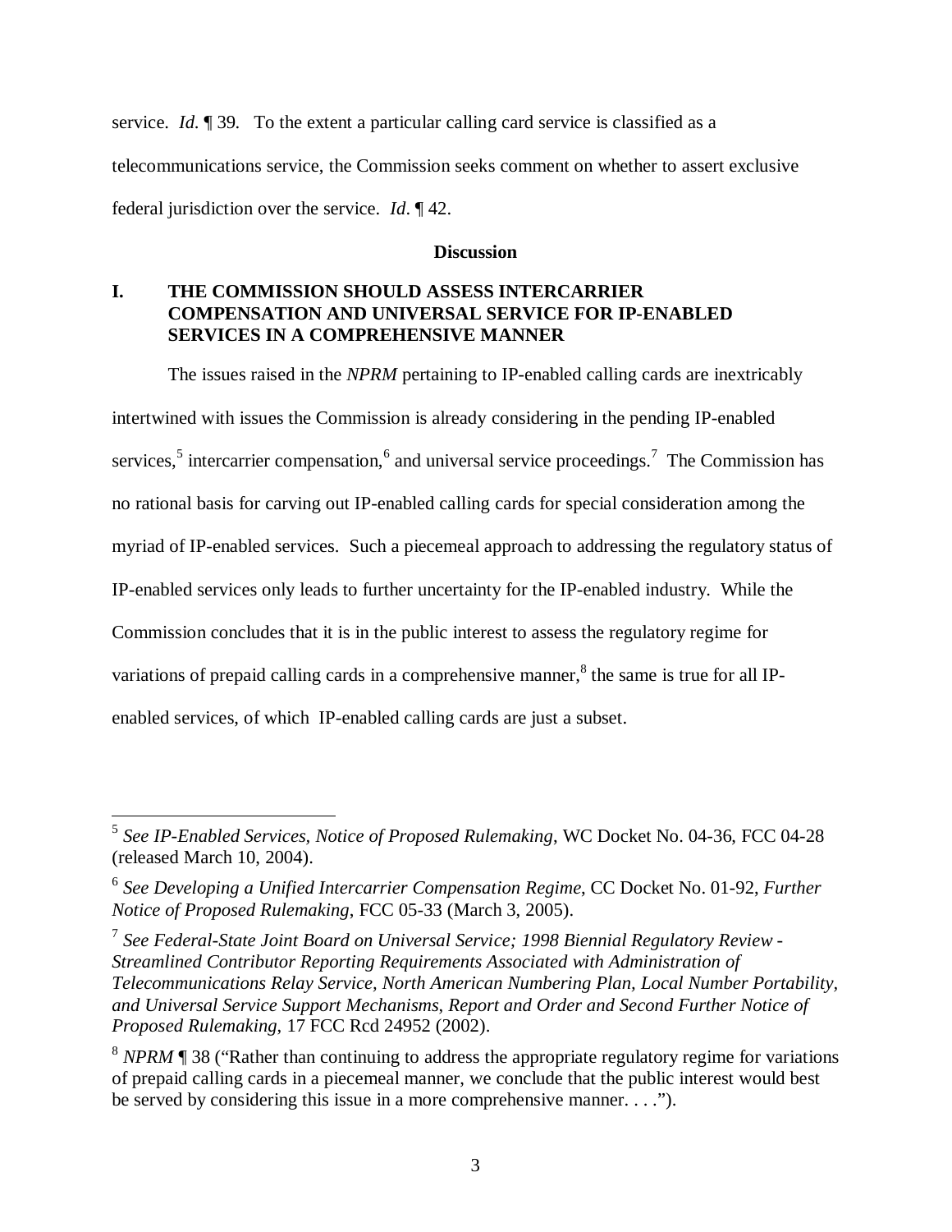service. *Id.* ¶ 39. To the extent a particular calling card service is classified as a telecommunications service, the Commission seeks comment on whether to assert exclusive federal jurisdiction over the service. *Id*. ¶ 42.

## Discussion

### I. THE COMMISSION SHOULD ASSESS INTERCARRIER COMPENSATION AND UNIVERSAL SERVICE FOR IP-ENABLED SERVICES IN A COMPREHENSIVE MANNER

The issues raised in the *NPRM* pertaining to IP-enabled calling cards are inextricably intertwined with issues the Commission is already considering in the pending IP-enabled services,[5] intercarrier compensation,[6] and universal service proceedings.[7] The Commission has no rational basis for carving out IP-enabled calling cards for special consideration among the myriad of IP-enabled services. Such a piecemeal approach to addressing the regulatory status of IP-enabled services only leads to further uncertainty for the IP-enabled industry. While the Commission concludes that it is in the public interest to assess the regulatory regime for variations of prepaid calling cards in a comprehensive manner,[8] the same is true for all IP-enabled services, of which IP-enabled calling cards are just a subset.

---

[5] *See IP-Enabled Services, Notice of Proposed Rulemaking*, WC Docket No. 04-36, FCC 04-28 (released March 10, 2004).

[6] *See Developing a Unified Intercarrier Compensation Regime*, CC Docket No. 01-92, *Further Notice of Proposed Rulemaking*, FCC 05-33 (March 3, 2005).

[7] *See Federal-State Joint Board on Universal Service; 1998 Biennial Regulatory Review - Streamlined Contributor Reporting Requirements Associated with Administration of Telecommunications Relay Service, North American Numbering Plan, Local Number Portability, and Universal Service Support Mechanisms*, *Report and Order and Second Further Notice of Proposed Rulemaking*, 17 FCC Rcd 24952 (2002).

[8] *NPRM* ¶ 38 ("Rather than continuing to address the appropriate regulatory regime for variations of prepaid calling cards in a piecemeal manner, we conclude that the public interest would best be served by considering this issue in a more comprehensive manner. . . .").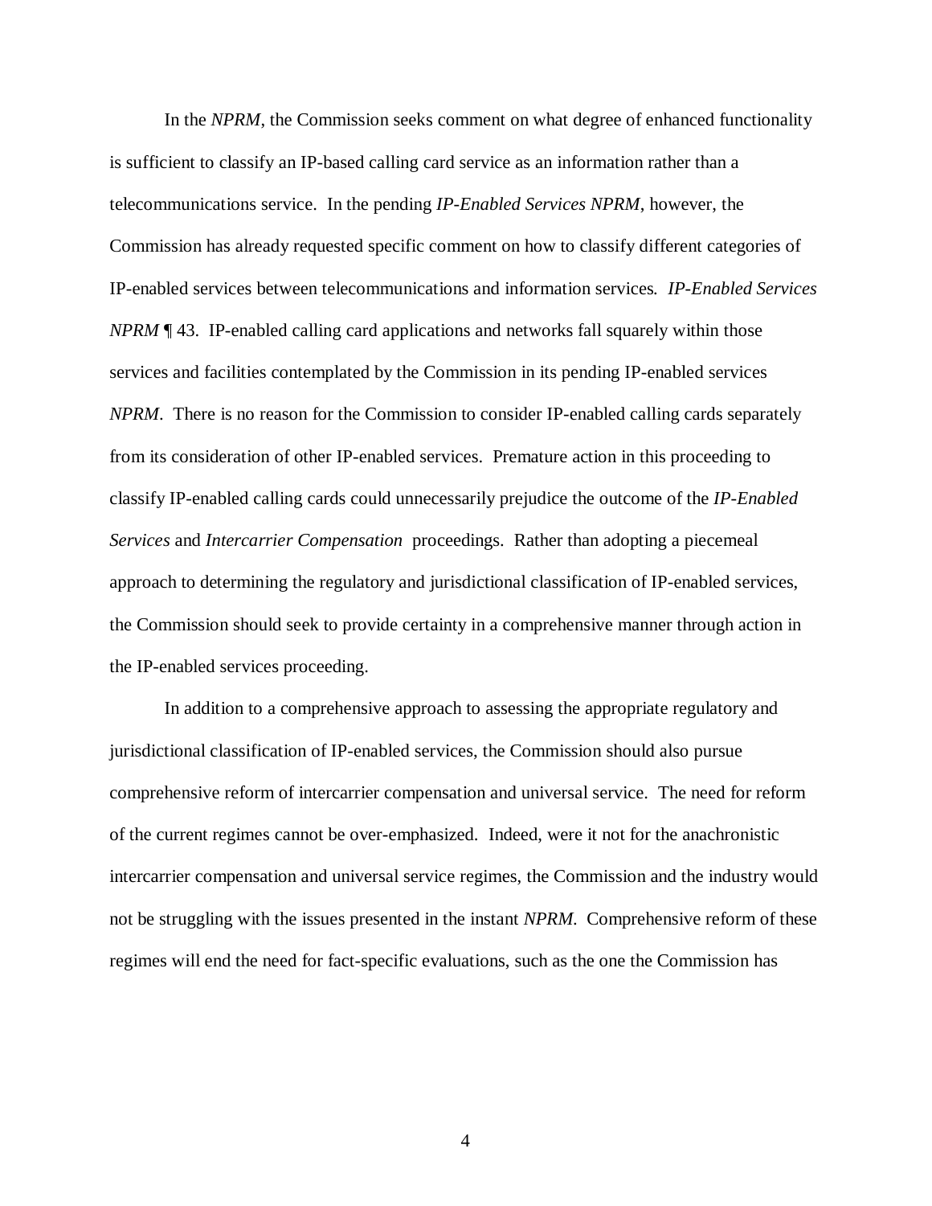In the *NPRM*, the Commission seeks comment on what degree of enhanced functionality is sufficient to classify an IP-based calling card service as an information rather than a telecommunications service. In the pending *IP-Enabled Services NPRM*, however, the Commission has already requested specific comment on how to classify different categories of IP-enabled services between telecommunications and information services. *IP-Enabled Services NPRM* ¶ 43. IP-enabled calling card applications and networks fall squarely within those services and facilities contemplated by the Commission in its pending IP-enabled services *NPRM*. There is no reason for the Commission to consider IP-enabled calling cards separately from its consideration of other IP-enabled services. Premature action in this proceeding to classify IP-enabled calling cards could unnecessarily prejudice the outcome of the *IP-Enabled Services* and *Intercarrier Compensation* proceedings. Rather than adopting a piecemeal approach to determining the regulatory and jurisdictional classification of IP-enabled services, the Commission should seek to provide certainty in a comprehensive manner through action in the IP-enabled services proceeding.

In addition to a comprehensive approach to assessing the appropriate regulatory and jurisdictional classification of IP-enabled services, the Commission should also pursue comprehensive reform of intercarrier compensation and universal service. The need for reform of the current regimes cannot be over-emphasized. Indeed, were it not for the anachronistic intercarrier compensation and universal service regimes, the Commission and the industry would not be struggling with the issues presented in the instant *NPRM*. Comprehensive reform of these regimes will end the need for fact-specific evaluations, such as the one the Commission has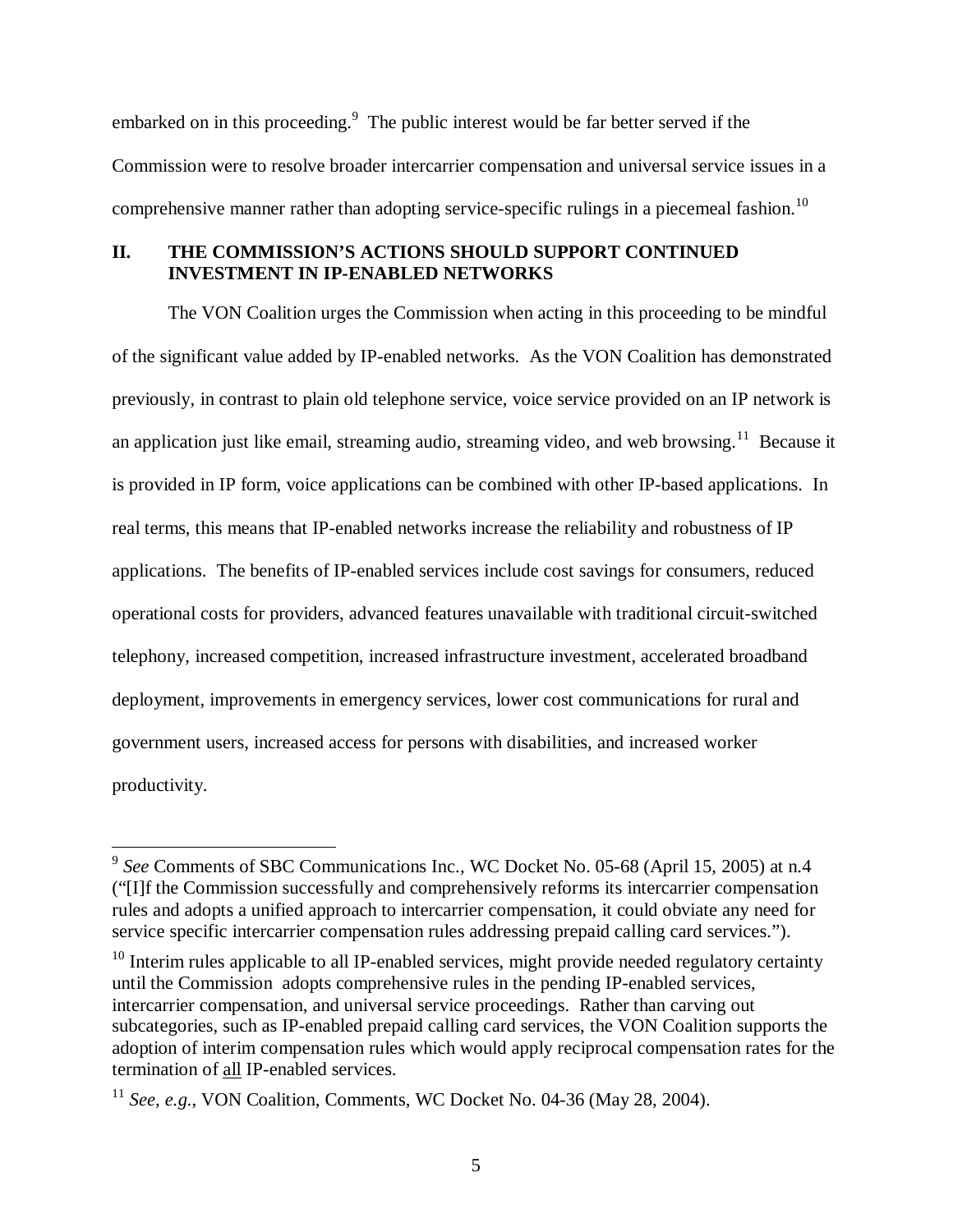embarked on in this proceeding.[9] The public interest would be far better served if the Commission were to resolve broader intercarrier compensation and universal service issues in a comprehensive manner rather than adopting service-specific rulings in a piecemeal fashion.[10]

## II. THE COMMISSION'S ACTIONS SHOULD SUPPORT CONTINUED INVESTMENT IN IP-ENABLED NETWORKS

The VON Coalition urges the Commission when acting in this proceeding to be mindful of the significant value added by IP-enabled networks. As the VON Coalition has demonstrated previously, in contrast to plain old telephone service, voice service provided on an IP network is an application just like email, streaming audio, streaming video, and web browsing.[11] Because it is provided in IP form, voice applications can be combined with other IP-based applications. In real terms, this means that IP-enabled networks increase the reliability and robustness of IP applications. The benefits of IP-enabled services include cost savings for consumers, reduced operational costs for providers, advanced features unavailable with traditional circuit-switched telephony, increased competition, increased infrastructure investment, accelerated broadband deployment, improvements in emergency services, lower cost communications for rural and government users, increased access for persons with disabilities, and increased worker productivity.

---

[9] *See* Comments of SBC Communications Inc., WC Docket No. 05-68 (April 15, 2005) at n.4 ("[I]f the Commission successfully and comprehensively reforms its intercarrier compensation rules and adopts a unified approach to intercarrier compensation, it could obviate any need for service specific intercarrier compensation rules addressing prepaid calling card services.").

[10] Interim rules applicable to all IP-enabled services, might provide needed regulatory certainty until the Commission adopts comprehensive rules in the pending IP-enabled services, intercarrier compensation, and universal service proceedings. Rather than carving out subcategories, such as IP-enabled prepaid calling card services, the VON Coalition supports the adoption of interim compensation rules which would apply reciprocal compensation rates for the termination of <u>all</u> IP-enabled services.

[11] *See, e.g.*, VON Coalition, Comments, WC Docket No. 04-36 (May 28, 2004).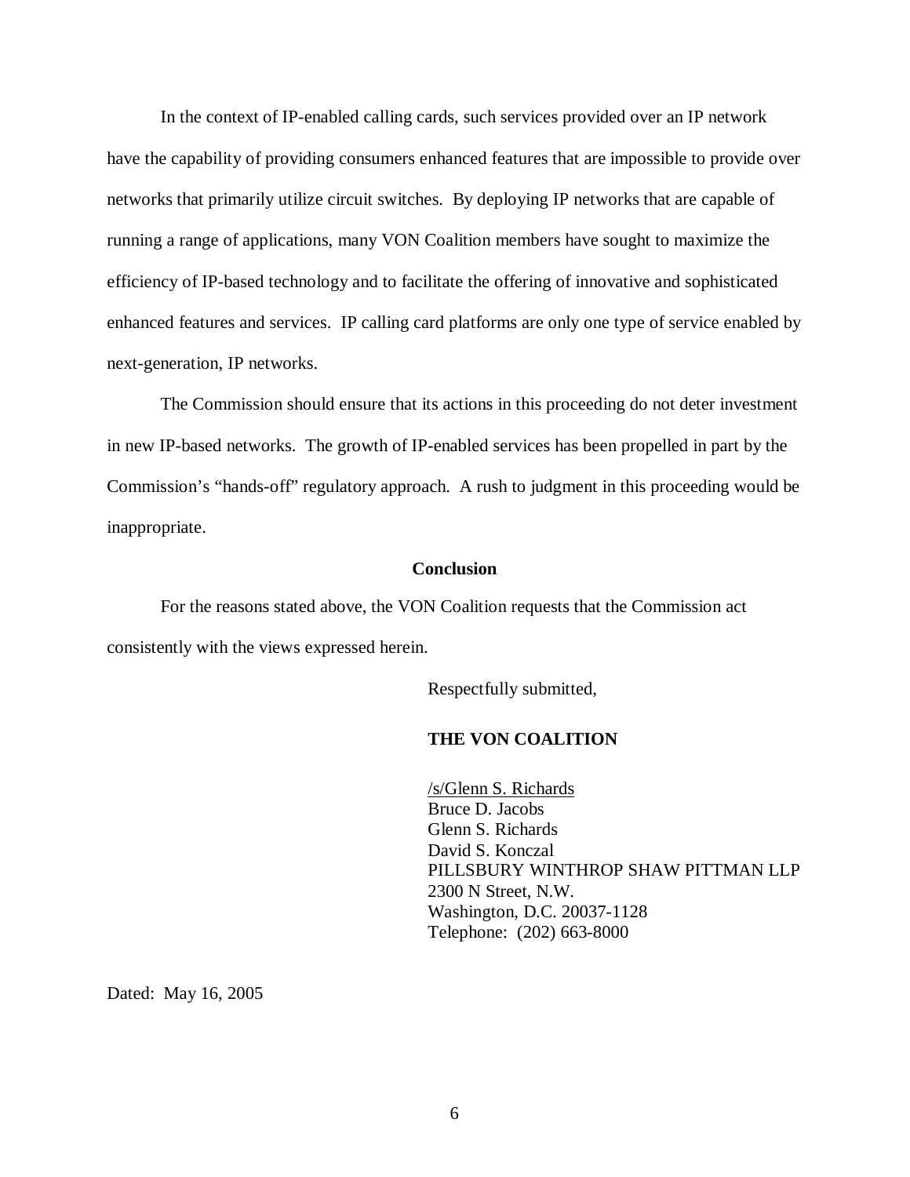In the context of IP-enabled calling cards, such services provided over an IP network have the capability of providing consumers enhanced features that are impossible to provide over networks that primarily utilize circuit switches. By deploying IP networks that are capable of running a range of applications, many VON Coalition members have sought to maximize the efficiency of IP-based technology and to facilitate the offering of innovative and sophisticated enhanced features and services. IP calling card platforms are only one type of service enabled by next-generation, IP networks.

The Commission should ensure that its actions in this proceeding do not deter investment in new IP-based networks. The growth of IP-enabled services has been propelled in part by the Commission's "hands-off" regulatory approach. A rush to judgment in this proceeding would be inappropriate.

**Conclusion**

For the reasons stated above, the VON Coalition requests that the Commission act consistently with the views expressed herein.

Respectfully submitted,

**THE VON COALITION**

/s/Glenn S. Richards  
Bruce D. Jacobs  
Glenn S. Richards  
David S. Konczal  
PILLSBURY WINTHROP SHAW PITTMAN LLP  
2300 N Street, N.W.  
Washington, D.C. 20037-1128  
Telephone: (202) 663-8000

Dated: May 16, 2005